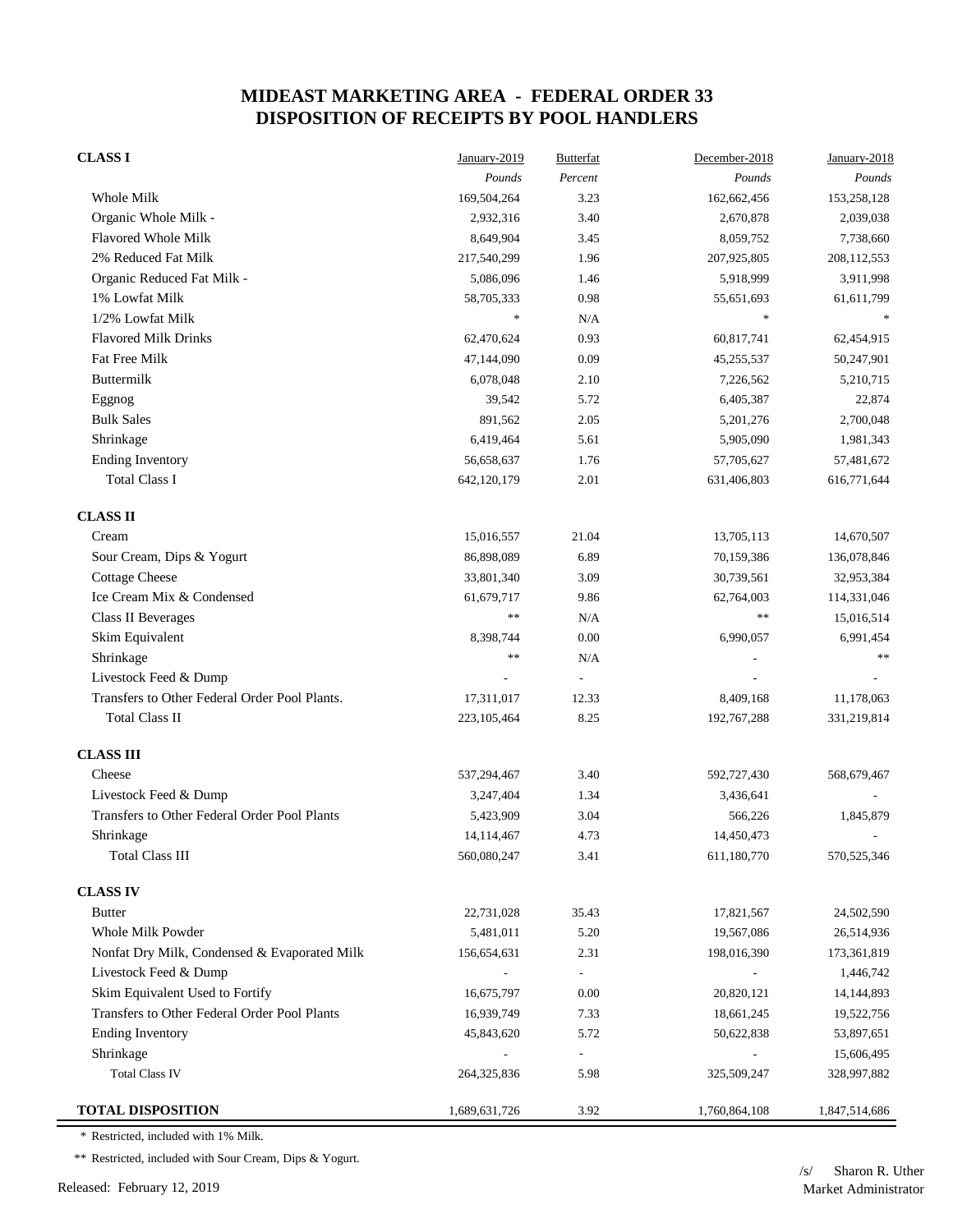# MIDEAST MARKETING AREA - FEDERAL ORDER 33
# DISPOSITION OF RECEIPTS BY POOL HANDLERS

| | January-2019 | Butterfat | December-2018 | January-2018 |
|---|---|---|---|---|
| | *Pounds* | *Percent* | *Pounds* | *Pounds* |
| **CLASS I** | | | | |
| Whole Milk | 169,504,264 | 3.23 | 162,662,456 | 153,258,128 |
| Organic Whole Milk - | 2,932,316 | 3.40 | 2,670,878 | 2,039,038 |
| Flavored Whole Milk | 8,649,904 | 3.45 | 8,059,752 | 7,738,660 |
| 2% Reduced Fat Milk | 217,540,299 | 1.96 | 207,925,805 | 208,112,553 |
| Organic Reduced Fat Milk - | 5,086,096 | 1.46 | 5,918,999 | 3,911,998 |
| 1% Lowfat Milk | 58,705,333 | 0.98 | 55,651,693 | 61,611,799 |
| 1/2% Lowfat Milk | * | N/A | * | * |
| Flavored Milk Drinks | 62,470,624 | 0.93 | 60,817,741 | 62,454,915 |
| Fat Free Milk | 47,144,090 | 0.09 | 45,255,537 | 50,247,901 |
| Buttermilk | 6,078,048 | 2.10 | 7,226,562 | 5,210,715 |
| Eggnog | 39,542 | 5.72 | 6,405,387 | 22,874 |
| Bulk Sales | 891,562 | 2.05 | 5,201,276 | 2,700,048 |
| Shrinkage | 6,419,464 | 5.61 | 5,905,090 | 1,981,343 |
| Ending Inventory | 56,658,637 | 1.76 | 57,705,627 | 57,481,672 |
| Total Class I | 642,120,179 | 2.01 | 631,406,803 | 616,771,644 |
| **CLASS II** | | | | |
| Cream | 15,016,557 | 21.04 | 13,705,113 | 14,670,507 |
| Sour Cream, Dips & Yogurt | 86,898,089 | 6.89 | 70,159,386 | 136,078,846 |
| Cottage Cheese | 33,801,340 | 3.09 | 30,739,561 | 32,953,384 |
| Ice Cream Mix & Condensed | 61,679,717 | 9.86 | 62,764,003 | 114,331,046 |
| Class II Beverages | ** | N/A | ** | 15,016,514 |
| Skim Equivalent | 8,398,744 | 0.00 | 6,990,057 | 6,991,454 |
| Shrinkage | ** | N/A | - | ** |
| Livestock Feed & Dump | - | - | - | - |
| Transfers to Other Federal Order Pool Plants. | 17,311,017 | 12.33 | 8,409,168 | 11,178,063 |
| Total Class II | 223,105,464 | 8.25 | 192,767,288 | 331,219,814 |
| **CLASS III** | | | | |
| Cheese | 537,294,467 | 3.40 | 592,727,430 | 568,679,467 |
| Livestock Feed & Dump | 3,247,404 | 1.34 | 3,436,641 | - |
| Transfers to Other Federal Order Pool Plants | 5,423,909 | 3.04 | 566,226 | 1,845,879 |
| Shrinkage | 14,114,467 | 4.73 | 14,450,473 | - |
| Total Class III | 560,080,247 | 3.41 | 611,180,770 | 570,525,346 |
| **CLASS IV** | | | | |
| Butter | 22,731,028 | 35.43 | 17,821,567 | 24,502,590 |
| Whole Milk Powder | 5,481,011 | 5.20 | 19,567,086 | 26,514,936 |
| Nonfat Dry Milk, Condensed & Evaporated Milk | 156,654,631 | 2.31 | 198,016,390 | 173,361,819 |
| Livestock Feed & Dump | - | - | - | 1,446,742 |
| Skim Equivalent Used to Fortify | 16,675,797 | 0.00 | 20,820,121 | 14,144,893 |
| Transfers to Other Federal Order Pool Plants | 16,939,749 | 7.33 | 18,661,245 | 19,522,756 |
| Ending Inventory | 45,843,620 | 5.72 | 50,622,838 | 53,897,651 |
| Shrinkage | - | - | - | 15,606,495 |
| Total Class IV | 264,325,836 | 5.98 | 325,509,247 | 328,997,882 |
| **TOTAL DISPOSITION** | 1,689,631,726 | 3.92 | 1,760,864,108 | 1,847,514,686 |

\* Restricted, included with 1% Milk.

\*\* Restricted, included with Sour Cream, Dips & Yogurt.

Released: February 12, 2019

/s/ Sharon R. Uther
Market Administrator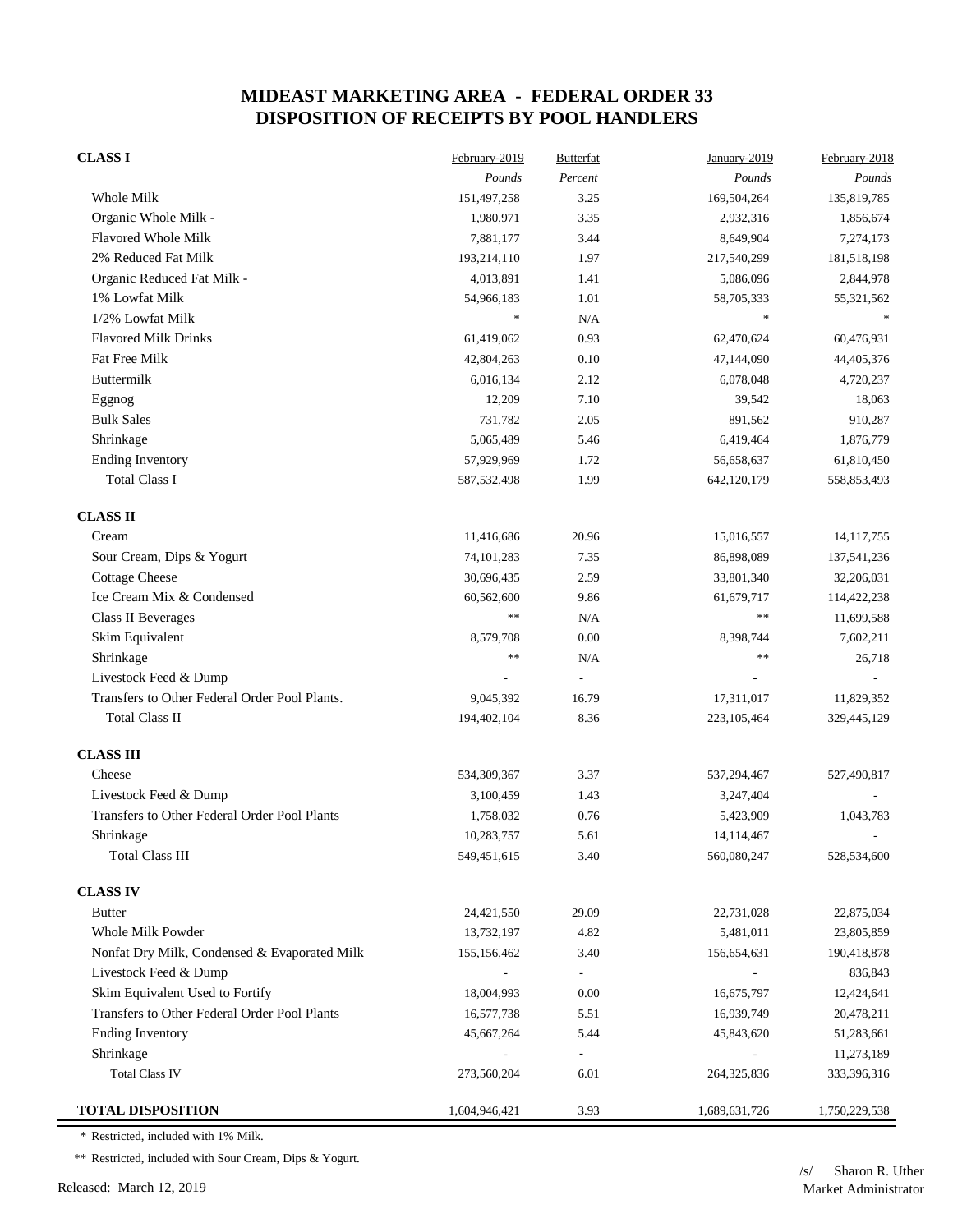# MIDEAST MARKETING AREA - FEDERAL ORDER 33
# DISPOSITION OF RECEIPTS BY POOL HANDLERS

| | February-2019 | Butterfat | January-2019 | February-2018 |
|---|---|---|---|---|
| | *Pounds* | *Percent* | *Pounds* | *Pounds* |
| **CLASS I** | | | | |
| Whole Milk | 151,497,258 | 3.25 | 169,504,264 | 135,819,785 |
| Organic Whole Milk - | 1,980,971 | 3.35 | 2,932,316 | 1,856,674 |
| Flavored Whole Milk | 7,881,177 | 3.44 | 8,649,904 | 7,274,173 |
| 2% Reduced Fat Milk | 193,214,110 | 1.97 | 217,540,299 | 181,518,198 |
| Organic Reduced Fat Milk - | 4,013,891 | 1.41 | 5,086,096 | 2,844,978 |
| 1% Lowfat Milk | 54,966,183 | 1.01 | 58,705,333 | 55,321,562 |
| 1/2% Lowfat Milk | * | N/A | * | * |
| Flavored Milk Drinks | 61,419,062 | 0.93 | 62,470,624 | 60,476,931 |
| Fat Free Milk | 42,804,263 | 0.10 | 47,144,090 | 44,405,376 |
| Buttermilk | 6,016,134 | 2.12 | 6,078,048 | 4,720,237 |
| Eggnog | 12,209 | 7.10 | 39,542 | 18,063 |
| Bulk Sales | 731,782 | 2.05 | 891,562 | 910,287 |
| Shrinkage | 5,065,489 | 5.46 | 6,419,464 | 1,876,779 |
| Ending Inventory | 57,929,969 | 1.72 | 56,658,637 | 61,810,450 |
| Total Class I | 587,532,498 | 1.99 | 642,120,179 | 558,853,493 |
| **CLASS II** | | | | |
| Cream | 11,416,686 | 20.96 | 15,016,557 | 14,117,755 |
| Sour Cream, Dips & Yogurt | 74,101,283 | 7.35 | 86,898,089 | 137,541,236 |
| Cottage Cheese | 30,696,435 | 2.59 | 33,801,340 | 32,206,031 |
| Ice Cream Mix & Condensed | 60,562,600 | 9.86 | 61,679,717 | 114,422,238 |
| Class II Beverages | ** | N/A | ** | 11,699,588 |
| Skim Equivalent | 8,579,708 | 0.00 | 8,398,744 | 7,602,211 |
| Shrinkage | ** | N/A | ** | 26,718 |
| Livestock Feed & Dump | - | - | - | - |
| Transfers to Other Federal Order Pool Plants. | 9,045,392 | 16.79 | 17,311,017 | 11,829,352 |
| Total Class II | 194,402,104 | 8.36 | 223,105,464 | 329,445,129 |
| **CLASS III** | | | | |
| Cheese | 534,309,367 | 3.37 | 537,294,467 | 527,490,817 |
| Livestock Feed & Dump | 3,100,459 | 1.43 | 3,247,404 | - |
| Transfers to Other Federal Order Pool Plants | 1,758,032 | 0.76 | 5,423,909 | 1,043,783 |
| Shrinkage | 10,283,757 | 5.61 | 14,114,467 | - |
| Total Class III | 549,451,615 | 3.40 | 560,080,247 | 528,534,600 |
| **CLASS IV** | | | | |
| Butter | 24,421,550 | 29.09 | 22,731,028 | 22,875,034 |
| Whole Milk Powder | 13,732,197 | 4.82 | 5,481,011 | 23,805,859 |
| Nonfat Dry Milk, Condensed & Evaporated Milk | 155,156,462 | 3.40 | 156,654,631 | 190,418,878 |
| Livestock Feed & Dump | - | - | - | 836,843 |
| Skim Equivalent Used to Fortify | 18,004,993 | 0.00 | 16,675,797 | 12,424,641 |
| Transfers to Other Federal Order Pool Plants | 16,577,738 | 5.51 | 16,939,749 | 20,478,211 |
| Ending Inventory | 45,667,264 | 5.44 | 45,843,620 | 51,283,661 |
| Shrinkage | - | - | - | 11,273,189 |
| Total Class IV | 273,560,204 | 6.01 | 264,325,836 | 333,396,316 |
| **TOTAL DISPOSITION** | 1,604,946,421 | 3.93 | 1,689,631,726 | 1,750,229,538 |

\* Restricted, included with 1% Milk.

** Restricted, included with Sour Cream, Dips & Yogurt.

Released: March 12, 2019

/s/ Sharon R. Uther
Market Administrator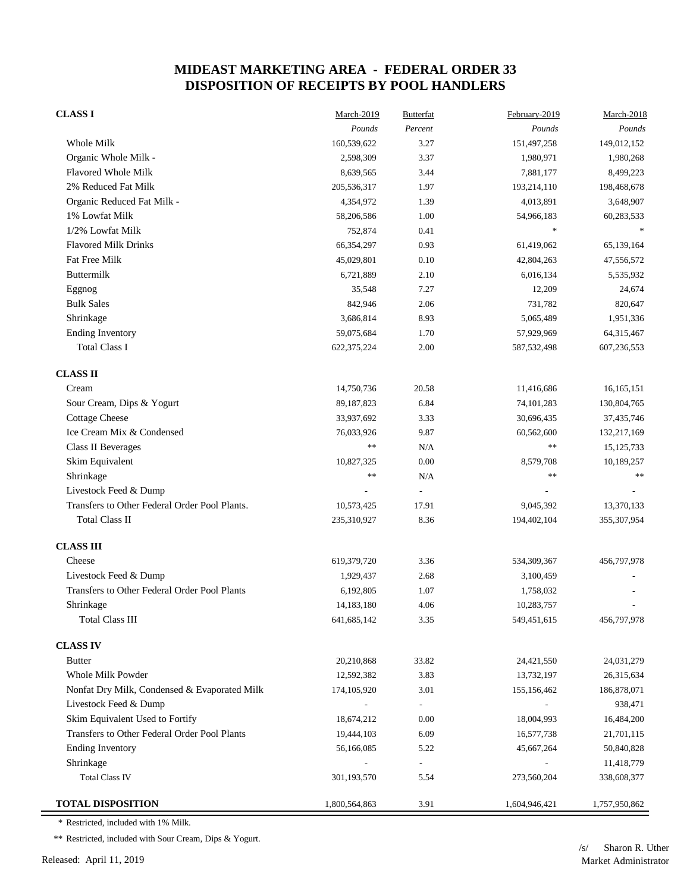# MIDEAST MARKETING AREA - FEDERAL ORDER 33
# DISPOSITION OF RECEIPTS BY POOL HANDLERS

| | March-2019 | Butterfat | February-2019 | March-2018 |
|---|---|---|---|---|
| | *Pounds* | *Percent* | *Pounds* | *Pounds* |
| **CLASS I** | | | | |
| Whole Milk | 160,539,622 | 3.27 | 151,497,258 | 149,012,152 |
| Organic Whole Milk - | 2,598,309 | 3.37 | 1,980,971 | 1,980,268 |
| Flavored Whole Milk | 8,639,565 | 3.44 | 7,881,177 | 8,499,223 |
| 2% Reduced Fat Milk | 205,536,317 | 1.97 | 193,214,110 | 198,468,678 |
| Organic Reduced Fat Milk - | 4,354,972 | 1.39 | 4,013,891 | 3,648,907 |
| 1% Lowfat Milk | 58,206,586 | 1.00 | 54,966,183 | 60,283,533 |
| 1/2% Lowfat Milk | 752,874 | 0.41 | * | * |
| Flavored Milk Drinks | 66,354,297 | 0.93 | 61,419,062 | 65,139,164 |
| Fat Free Milk | 45,029,801 | 0.10 | 42,804,263 | 47,556,572 |
| Buttermilk | 6,721,889 | 2.10 | 6,016,134 | 5,535,932 |
| Eggnog | 35,548 | 7.27 | 12,209 | 24,674 |
| Bulk Sales | 842,946 | 2.06 | 731,782 | 820,647 |
| Shrinkage | 3,686,814 | 8.93 | 5,065,489 | 1,951,336 |
| Ending Inventory | 59,075,684 | 1.70 | 57,929,969 | 64,315,467 |
| Total Class I | 622,375,224 | 2.00 | 587,532,498 | 607,236,553 |
| **CLASS II** | | | | |
| Cream | 14,750,736 | 20.58 | 11,416,686 | 16,165,151 |
| Sour Cream, Dips & Yogurt | 89,187,823 | 6.84 | 74,101,283 | 130,804,765 |
| Cottage Cheese | 33,937,692 | 3.33 | 30,696,435 | 37,435,746 |
| Ice Cream Mix & Condensed | 76,033,926 | 9.87 | 60,562,600 | 132,217,169 |
| Class II Beverages | ** | N/A | ** | 15,125,733 |
| Skim Equivalent | 10,827,325 | 0.00 | 8,579,708 | 10,189,257 |
| Shrinkage | ** | N/A | ** | ** |
| Livestock Feed & Dump | - | - | - | - |
| Transfers to Other Federal Order Pool Plants. | 10,573,425 | 17.91 | 9,045,392 | 13,370,133 |
| Total Class II | 235,310,927 | 8.36 | 194,402,104 | 355,307,954 |
| **CLASS III** | | | | |
| Cheese | 619,379,720 | 3.36 | 534,309,367 | 456,797,978 |
| Livestock Feed & Dump | 1,929,437 | 2.68 | 3,100,459 | - |
| Transfers to Other Federal Order Pool Plants | 6,192,805 | 1.07 | 1,758,032 | - |
| Shrinkage | 14,183,180 | 4.06 | 10,283,757 | - |
| Total Class III | 641,685,142 | 3.35 | 549,451,615 | 456,797,978 |
| **CLASS IV** | | | | |
| Butter | 20,210,868 | 33.82 | 24,421,550 | 24,031,279 |
| Whole Milk Powder | 12,592,382 | 3.83 | 13,732,197 | 26,315,634 |
| Nonfat Dry Milk, Condensed & Evaporated Milk | 174,105,920 | 3.01 | 155,156,462 | 186,878,071 |
| Livestock Feed & Dump | - | - | - | 938,471 |
| Skim Equivalent Used to Fortify | 18,674,212 | 0.00 | 18,004,993 | 16,484,200 |
| Transfers to Other Federal Order Pool Plants | 19,444,103 | 6.09 | 16,577,738 | 21,701,115 |
| Ending Inventory | 56,166,085 | 5.22 | 45,667,264 | 50,840,828 |
| Shrinkage | - | - | - | 11,418,779 |
| Total Class IV | 301,193,570 | 5.54 | 273,560,204 | 338,608,377 |
| **TOTAL DISPOSITION** | 1,800,564,863 | 3.91 | 1,604,946,421 | 1,757,950,862 |

\* Restricted, included with 1% Milk.

\*\* Restricted, included with Sour Cream, Dips & Yogurt.

Released: April 11, 2019

/s/ Sharon R. Uther
Market Administrator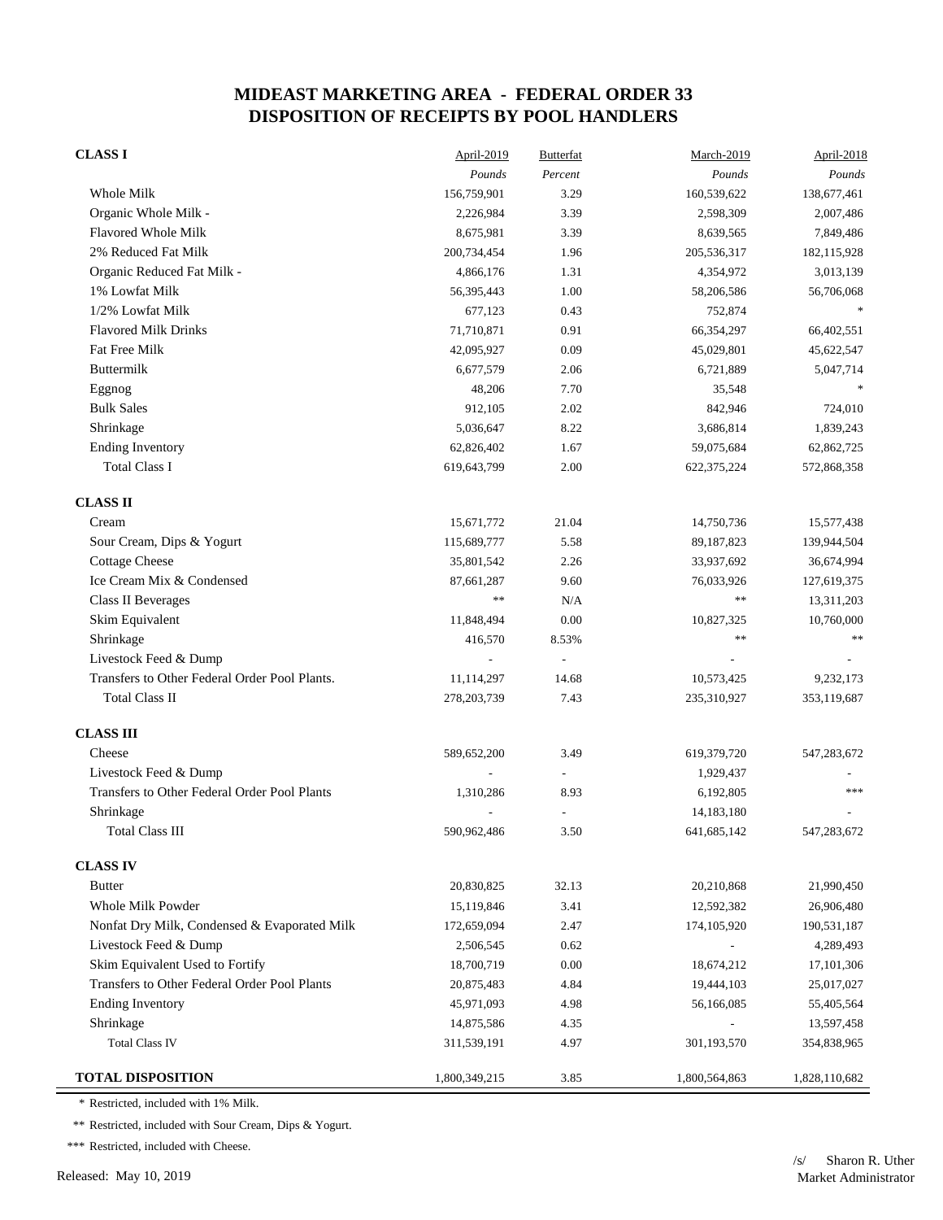# MIDEAST MARKETING AREA - FEDERAL ORDER 33
# DISPOSITION OF RECEIPTS BY POOL HANDLERS

| | April-2019 | Butterfat | March-2019 | April-2018 |
|---|---|---|---|---|
| | *Pounds* | *Percent* | *Pounds* | *Pounds* |
| **CLASS I** | | | | |
| Whole Milk | 156,759,901 | 3.29 | 160,539,622 | 138,677,461 |
| Organic Whole Milk - | 2,226,984 | 3.39 | 2,598,309 | 2,007,486 |
| Flavored Whole Milk | 8,675,981 | 3.39 | 8,639,565 | 7,849,486 |
| 2% Reduced Fat Milk | 200,734,454 | 1.96 | 205,536,317 | 182,115,928 |
| Organic Reduced Fat Milk - | 4,866,176 | 1.31 | 4,354,972 | 3,013,139 |
| 1% Lowfat Milk | 56,395,443 | 1.00 | 58,206,586 | 56,706,068 |
| 1/2% Lowfat Milk | 677,123 | 0.43 | 752,874 | * |
| Flavored Milk Drinks | 71,710,871 | 0.91 | 66,354,297 | 66,402,551 |
| Fat Free Milk | 42,095,927 | 0.09 | 45,029,801 | 45,622,547 |
| Buttermilk | 6,677,579 | 2.06 | 6,721,889 | 5,047,714 |
| Eggnog | 48,206 | 7.70 | 35,548 | * |
| Bulk Sales | 912,105 | 2.02 | 842,946 | 724,010 |
| Shrinkage | 5,036,647 | 8.22 | 3,686,814 | 1,839,243 |
| Ending Inventory | 62,826,402 | 1.67 | 59,075,684 | 62,862,725 |
| Total Class I | 619,643,799 | 2.00 | 622,375,224 | 572,868,358 |
| **CLASS II** | | | | |
| Cream | 15,671,772 | 21.04 | 14,750,736 | 15,577,438 |
| Sour Cream, Dips & Yogurt | 115,689,777 | 5.58 | 89,187,823 | 139,944,504 |
| Cottage Cheese | 35,801,542 | 2.26 | 33,937,692 | 36,674,994 |
| Ice Cream Mix & Condensed | 87,661,287 | 9.60 | 76,033,926 | 127,619,375 |
| Class II Beverages | ** | N/A | ** | 13,311,203 |
| Skim Equivalent | 11,848,494 | 0.00 | 10,827,325 | 10,760,000 |
| Shrinkage | 416,570 | 8.53% | ** | ** |
| Livestock Feed & Dump | - | - | - | - |
| Transfers to Other Federal Order Pool Plants. | 11,114,297 | 14.68 | 10,573,425 | 9,232,173 |
| Total Class II | 278,203,739 | 7.43 | 235,310,927 | 353,119,687 |
| **CLASS III** | | | | |
| Cheese | 589,652,200 | 3.49 | 619,379,720 | 547,283,672 |
| Livestock Feed & Dump | - | - | 1,929,437 | - |
| Transfers to Other Federal Order Pool Plants | 1,310,286 | 8.93 | 6,192,805 | *** |
| Shrinkage | - | - | 14,183,180 | - |
| Total Class III | 590,962,486 | 3.50 | 641,685,142 | 547,283,672 |
| **CLASS IV** | | | | |
| Butter | 20,830,825 | 32.13 | 20,210,868 | 21,990,450 |
| Whole Milk Powder | 15,119,846 | 3.41 | 12,592,382 | 26,906,480 |
| Nonfat Dry Milk, Condensed & Evaporated Milk | 172,659,094 | 2.47 | 174,105,920 | 190,531,187 |
| Livestock Feed & Dump | 2,506,545 | 0.62 | - | 4,289,493 |
| Skim Equivalent Used to Fortify | 18,700,719 | 0.00 | 18,674,212 | 17,101,306 |
| Transfers to Other Federal Order Pool Plants | 20,875,483 | 4.84 | 19,444,103 | 25,017,027 |
| Ending Inventory | 45,971,093 | 4.98 | 56,166,085 | 55,405,564 |
| Shrinkage | 14,875,586 | 4.35 | - | 13,597,458 |
| Total Class IV | 311,539,191 | 4.97 | 301,193,570 | 354,838,965 |
| **TOTAL DISPOSITION** | 1,800,349,215 | 3.85 | 1,800,564,863 | 1,828,110,682 |

\* Restricted, included with 1% Milk.

** Restricted, included with Sour Cream, Dips & Yogurt.

*** Restricted, included with Cheese.

Released: May 10, 2019

/s/ Sharon R. Uther
Market Administrator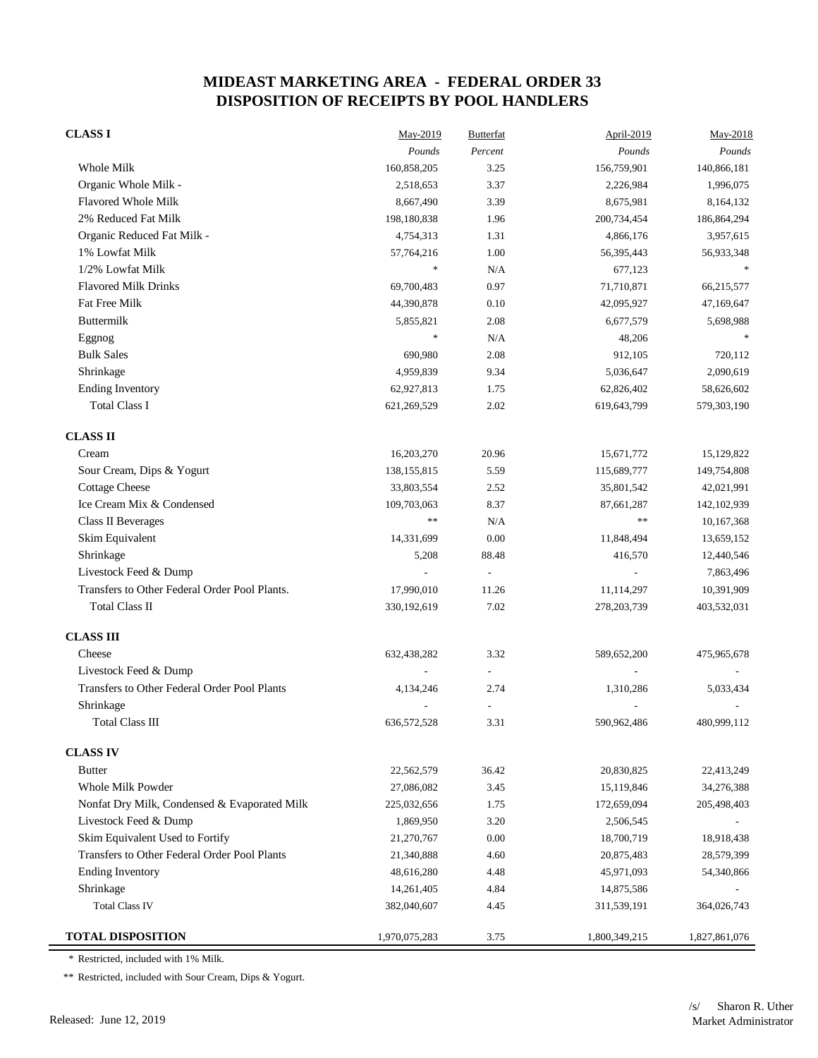# MIDEAST MARKETING AREA - FEDERAL ORDER 33
# DISPOSITION OF RECEIPTS BY POOL HANDLERS

| | May-2019 | Butterfat | April-2019 | May-2018 |
|---|---|---|---|---|
| | *Pounds* | *Percent* | *Pounds* | *Pounds* |
| **CLASS I** | | | | |
| Whole Milk | 160,858,205 | 3.25 | 156,759,901 | 140,866,181 |
| Organic Whole Milk - | 2,518,653 | 3.37 | 2,226,984 | 1,996,075 |
| Flavored Whole Milk | 8,667,490 | 3.39 | 8,675,981 | 8,164,132 |
| 2% Reduced Fat Milk | 198,180,838 | 1.96 | 200,734,454 | 186,864,294 |
| Organic Reduced Fat Milk - | 4,754,313 | 1.31 | 4,866,176 | 3,957,615 |
| 1% Lowfat Milk | 57,764,216 | 1.00 | 56,395,443 | 56,933,348 |
| 1/2% Lowfat Milk | * | N/A | 677,123 | * |
| Flavored Milk Drinks | 69,700,483 | 0.97 | 71,710,871 | 66,215,577 |
| Fat Free Milk | 44,390,878 | 0.10 | 42,095,927 | 47,169,647 |
| Buttermilk | 5,855,821 | 2.08 | 6,677,579 | 5,698,988 |
| Eggnog | * | N/A | 48,206 | * |
| Bulk Sales | 690,980 | 2.08 | 912,105 | 720,112 |
| Shrinkage | 4,959,839 | 9.34 | 5,036,647 | 2,090,619 |
| Ending Inventory | 62,927,813 | 1.75 | 62,826,402 | 58,626,602 |
| Total Class I | 621,269,529 | 2.02 | 619,643,799 | 579,303,190 |
| **CLASS II** | | | | |
| Cream | 16,203,270 | 20.96 | 15,671,772 | 15,129,822 |
| Sour Cream, Dips & Yogurt | 138,155,815 | 5.59 | 115,689,777 | 149,754,808 |
| Cottage Cheese | 33,803,554 | 2.52 | 35,801,542 | 42,021,991 |
| Ice Cream Mix & Condensed | 109,703,063 | 8.37 | 87,661,287 | 142,102,939 |
| Class II Beverages | ** | N/A | ** | 10,167,368 |
| Skim Equivalent | 14,331,699 | 0.00 | 11,848,494 | 13,659,152 |
| Shrinkage | 5,208 | 88.48 | 416,570 | 12,440,546 |
| Livestock Feed & Dump | - | - | - | 7,863,496 |
| Transfers to Other Federal Order Pool Plants. | 17,990,010 | 11.26 | 11,114,297 | 10,391,909 |
| Total Class II | 330,192,619 | 7.02 | 278,203,739 | 403,532,031 |
| **CLASS III** | | | | |
| Cheese | 632,438,282 | 3.32 | 589,652,200 | 475,965,678 |
| Livestock Feed & Dump | - | - | - | - |
| Transfers to Other Federal Order Pool Plants | 4,134,246 | 2.74 | 1,310,286 | 5,033,434 |
| Shrinkage | - | - | - | - |
| Total Class III | 636,572,528 | 3.31 | 590,962,486 | 480,999,112 |
| **CLASS IV** | | | | |
| Butter | 22,562,579 | 36.42 | 20,830,825 | 22,413,249 |
| Whole Milk Powder | 27,086,082 | 3.45 | 15,119,846 | 34,276,388 |
| Nonfat Dry Milk, Condensed & Evaporated Milk | 225,032,656 | 1.75 | 172,659,094 | 205,498,403 |
| Livestock Feed & Dump | 1,869,950 | 3.20 | 2,506,545 | - |
| Skim Equivalent Used to Fortify | 21,270,767 | 0.00 | 18,700,719 | 18,918,438 |
| Transfers to Other Federal Order Pool Plants | 21,340,888 | 4.60 | 20,875,483 | 28,579,399 |
| Ending Inventory | 48,616,280 | 4.48 | 45,971,093 | 54,340,866 |
| Shrinkage | 14,261,405 | 4.84 | 14,875,586 | - |
| Total Class IV | 382,040,607 | 4.45 | 311,539,191 | 364,026,743 |
| **TOTAL DISPOSITION** | 1,970,075,283 | 3.75 | 1,800,349,215 | 1,827,861,076 |

\* Restricted, included with 1% Milk.

** Restricted, included with Sour Cream, Dips & Yogurt.

Released: June 12, 2019

/s/ Sharon R. Uther
Market Administrator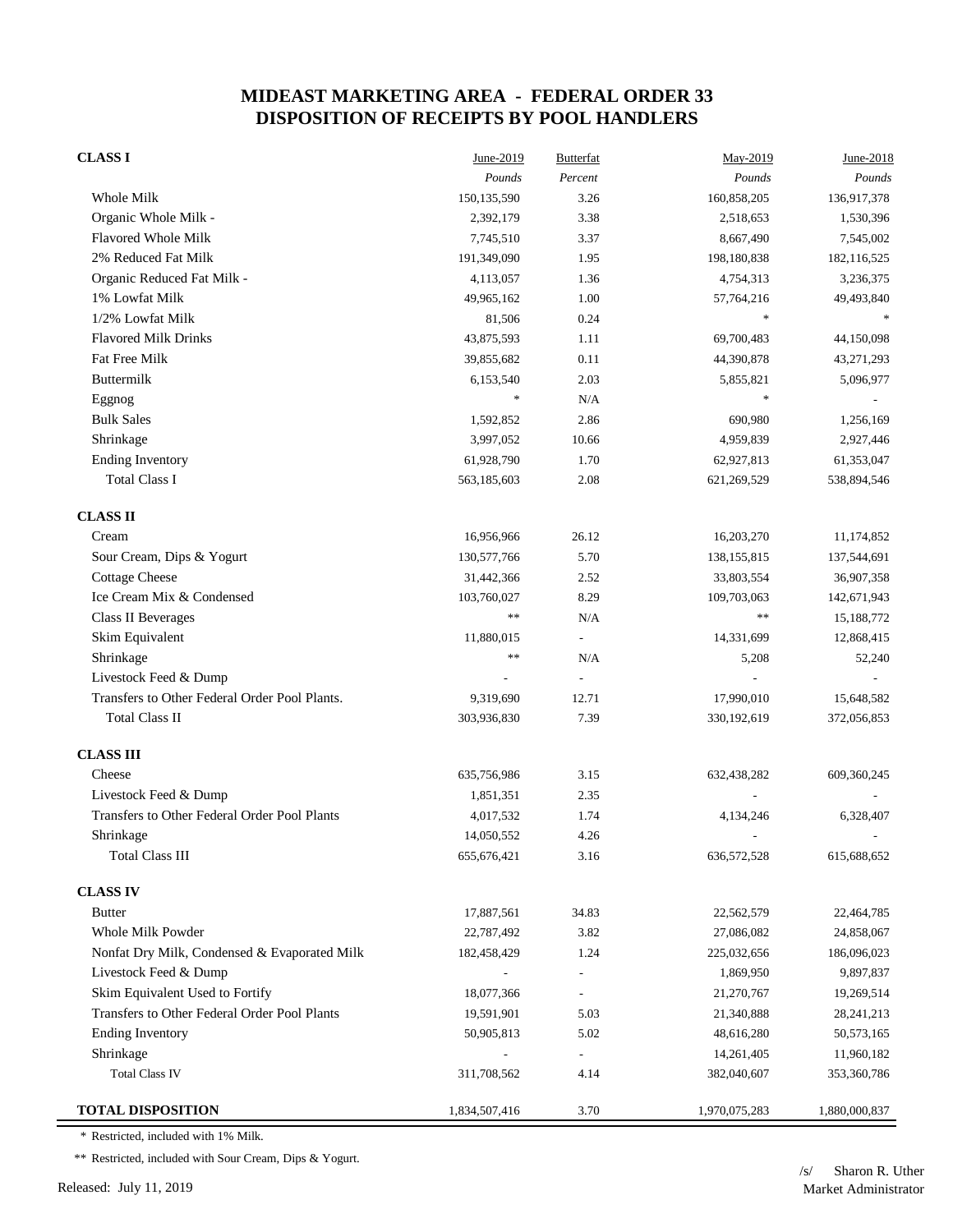# MIDEAST MARKETING AREA - FEDERAL ORDER 33
# DISPOSITION OF RECEIPTS BY POOL HANDLERS

| | June-2019 | Butterfat | May-2019 | June-2018 |
|---|---|---|---|---|
| | *Pounds* | *Percent* | *Pounds* | *Pounds* |
| **CLASS I** | | | | |
| Whole Milk | 150,135,590 | 3.26 | 160,858,205 | 136,917,378 |
| Organic Whole Milk - | 2,392,179 | 3.38 | 2,518,653 | 1,530,396 |
| Flavored Whole Milk | 7,745,510 | 3.37 | 8,667,490 | 7,545,002 |
| 2% Reduced Fat Milk | 191,349,090 | 1.95 | 198,180,838 | 182,116,525 |
| Organic Reduced Fat Milk - | 4,113,057 | 1.36 | 4,754,313 | 3,236,375 |
| 1% Lowfat Milk | 49,965,162 | 1.00 | 57,764,216 | 49,493,840 |
| 1/2% Lowfat Milk | 81,506 | 0.24 | * | * |
| Flavored Milk Drinks | 43,875,593 | 1.11 | 69,700,483 | 44,150,098 |
| Fat Free Milk | 39,855,682 | 0.11 | 44,390,878 | 43,271,293 |
| Buttermilk | 6,153,540 | 2.03 | 5,855,821 | 5,096,977 |
| Eggnog | * | N/A | * | - |
| Bulk Sales | 1,592,852 | 2.86 | 690,980 | 1,256,169 |
| Shrinkage | 3,997,052 | 10.66 | 4,959,839 | 2,927,446 |
| Ending Inventory | 61,928,790 | 1.70 | 62,927,813 | 61,353,047 |
| Total Class I | 563,185,603 | 2.08 | 621,269,529 | 538,894,546 |
| **CLASS II** | | | | |
| Cream | 16,956,966 | 26.12 | 16,203,270 | 11,174,852 |
| Sour Cream, Dips & Yogurt | 130,577,766 | 5.70 | 138,155,815 | 137,544,691 |
| Cottage Cheese | 31,442,366 | 2.52 | 33,803,554 | 36,907,358 |
| Ice Cream Mix & Condensed | 103,760,027 | 8.29 | 109,703,063 | 142,671,943 |
| Class II Beverages | ** | N/A | ** | 15,188,772 |
| Skim Equivalent | 11,880,015 | - | 14,331,699 | 12,868,415 |
| Shrinkage | ** | N/A | 5,208 | 52,240 |
| Livestock Feed & Dump | - | - | - | - |
| Transfers to Other Federal Order Pool Plants. | 9,319,690 | 12.71 | 17,990,010 | 15,648,582 |
| Total Class II | 303,936,830 | 7.39 | 330,192,619 | 372,056,853 |
| **CLASS III** | | | | |
| Cheese | 635,756,986 | 3.15 | 632,438,282 | 609,360,245 |
| Livestock Feed & Dump | 1,851,351 | 2.35 | - | - |
| Transfers to Other Federal Order Pool Plants | 4,017,532 | 1.74 | 4,134,246 | 6,328,407 |
| Shrinkage | 14,050,552 | 4.26 | - | - |
| Total Class III | 655,676,421 | 3.16 | 636,572,528 | 615,688,652 |
| **CLASS IV** | | | | |
| Butter | 17,887,561 | 34.83 | 22,562,579 | 22,464,785 |
| Whole Milk Powder | 22,787,492 | 3.82 | 27,086,082 | 24,858,067 |
| Nonfat Dry Milk, Condensed & Evaporated Milk | 182,458,429 | 1.24 | 225,032,656 | 186,096,023 |
| Livestock Feed & Dump | - | - | 1,869,950 | 9,897,837 |
| Skim Equivalent Used to Fortify | 18,077,366 | - | 21,270,767 | 19,269,514 |
| Transfers to Other Federal Order Pool Plants | 19,591,901 | 5.03 | 21,340,888 | 28,241,213 |
| Ending Inventory | 50,905,813 | 5.02 | 48,616,280 | 50,573,165 |
| Shrinkage | - | - | 14,261,405 | 11,960,182 |
| Total Class IV | 311,708,562 | 4.14 | 382,040,607 | 353,360,786 |
| **TOTAL DISPOSITION** | 1,834,507,416 | 3.70 | 1,970,075,283 | 1,880,000,837 |

\* Restricted, included with 1% Milk.

** Restricted, included with Sour Cream, Dips & Yogurt.

Released: July 11, 2019

/s/ Sharon R. Uther
Market Administrator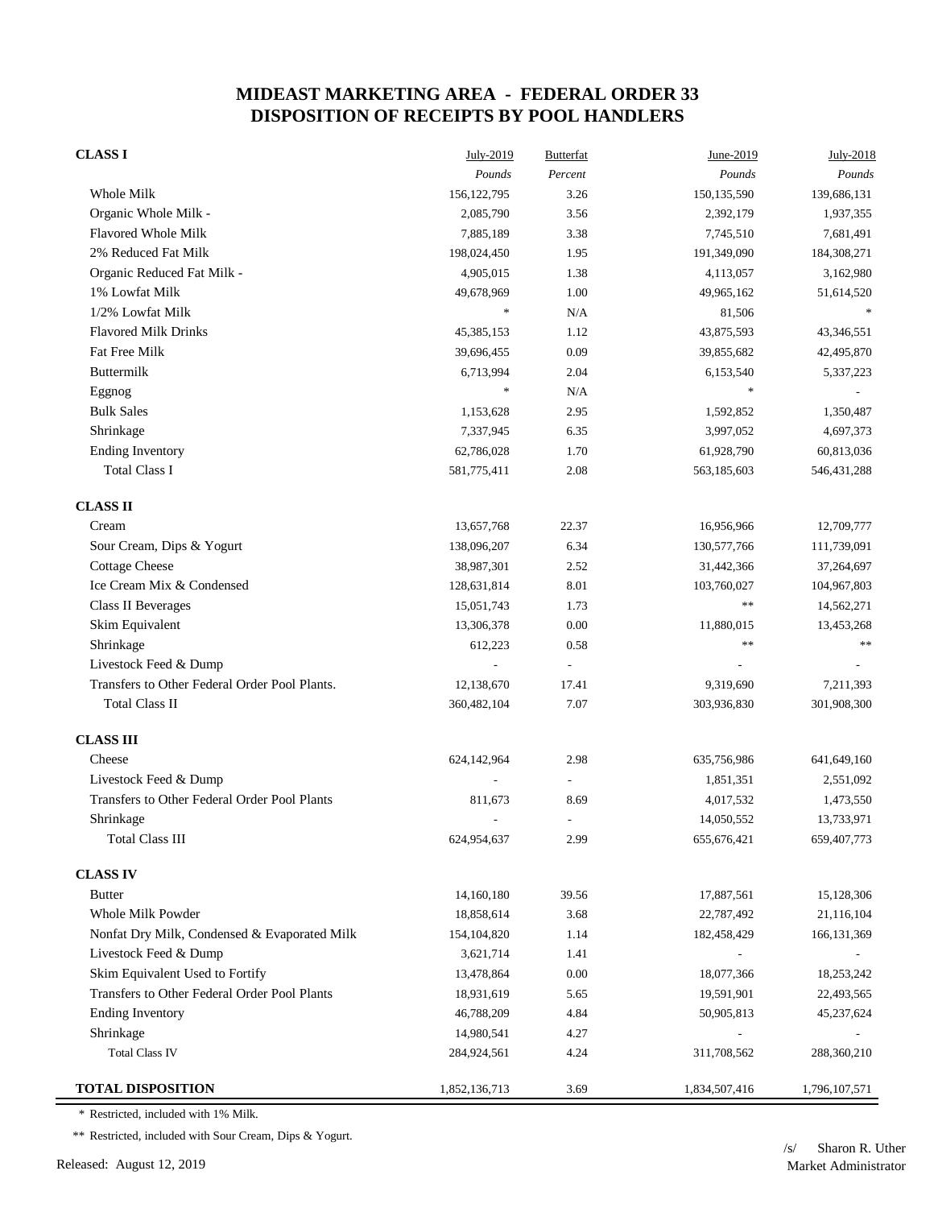# MIDEAST MARKETING AREA - FEDERAL ORDER 33
## DISPOSITION OF RECEIPTS BY POOL HANDLERS

| | July-2019 | Butterfat | June-2019 | July-2018 |
|---|---|---|---|---|
| | *Pounds* | *Percent* | *Pounds* | *Pounds* |
| **CLASS I** | | | | |
| Whole Milk | 156,122,795 | 3.26 | 150,135,590 | 139,686,131 |
| Organic Whole Milk - | 2,085,790 | 3.56 | 2,392,179 | 1,937,355 |
| Flavored Whole Milk | 7,885,189 | 3.38 | 7,745,510 | 7,681,491 |
| 2% Reduced Fat Milk | 198,024,450 | 1.95 | 191,349,090 | 184,308,271 |
| Organic Reduced Fat Milk - | 4,905,015 | 1.38 | 4,113,057 | 3,162,980 |
| 1% Lowfat Milk | 49,678,969 | 1.00 | 49,965,162 | 51,614,520 |
| 1/2% Lowfat Milk | * | N/A | 81,506 | * |
| Flavored Milk Drinks | 45,385,153 | 1.12 | 43,875,593 | 43,346,551 |
| Fat Free Milk | 39,696,455 | 0.09 | 39,855,682 | 42,495,870 |
| Buttermilk | 6,713,994 | 2.04 | 6,153,540 | 5,337,223 |
| Eggnog | * | N/A | * | - |
| Bulk Sales | 1,153,628 | 2.95 | 1,592,852 | 1,350,487 |
| Shrinkage | 7,337,945 | 6.35 | 3,997,052 | 4,697,373 |
| Ending Inventory | 62,786,028 | 1.70 | 61,928,790 | 60,813,036 |
| Total Class I | 581,775,411 | 2.08 | 563,185,603 | 546,431,288 |
| **CLASS II** | | | | |
| Cream | 13,657,768 | 22.37 | 16,956,966 | 12,709,777 |
| Sour Cream, Dips & Yogurt | 138,096,207 | 6.34 | 130,577,766 | 111,739,091 |
| Cottage Cheese | 38,987,301 | 2.52 | 31,442,366 | 37,264,697 |
| Ice Cream Mix & Condensed | 128,631,814 | 8.01 | 103,760,027 | 104,967,803 |
| Class II Beverages | 15,051,743 | 1.73 | ** | 14,562,271 |
| Skim Equivalent | 13,306,378 | 0.00 | 11,880,015 | 13,453,268 |
| Shrinkage | 612,223 | 0.58 | ** | ** |
| Livestock Feed & Dump | - | - | - | - |
| Transfers to Other Federal Order Pool Plants. | 12,138,670 | 17.41 | 9,319,690 | 7,211,393 |
| Total Class II | 360,482,104 | 7.07 | 303,936,830 | 301,908,300 |
| **CLASS III** | | | | |
| Cheese | 624,142,964 | 2.98 | 635,756,986 | 641,649,160 |
| Livestock Feed & Dump | - | - | 1,851,351 | 2,551,092 |
| Transfers to Other Federal Order Pool Plants | 811,673 | 8.69 | 4,017,532 | 1,473,550 |
| Shrinkage | - | - | 14,050,552 | 13,733,971 |
| Total Class III | 624,954,637 | 2.99 | 655,676,421 | 659,407,773 |
| **CLASS IV** | | | | |
| Butter | 14,160,180 | 39.56 | 17,887,561 | 15,128,306 |
| Whole Milk Powder | 18,858,614 | 3.68 | 22,787,492 | 21,116,104 |
| Nonfat Dry Milk, Condensed & Evaporated Milk | 154,104,820 | 1.14 | 182,458,429 | 166,131,369 |
| Livestock Feed & Dump | 3,621,714 | 1.41 | - | - |
| Skim Equivalent Used to Fortify | 13,478,864 | 0.00 | 18,077,366 | 18,253,242 |
| Transfers to Other Federal Order Pool Plants | 18,931,619 | 5.65 | 19,591,901 | 22,493,565 |
| Ending Inventory | 46,788,209 | 4.84 | 50,905,813 | 45,237,624 |
| Shrinkage | 14,980,541 | 4.27 | - | - |
| Total Class IV | 284,924,561 | 4.24 | 311,708,562 | 288,360,210 |
| **TOTAL DISPOSITION** | 1,852,136,713 | 3.69 | 1,834,507,416 | 1,796,107,571 |

\* Restricted, included with 1% Milk.

\** Restricted, included with Sour Cream, Dips & Yogurt.

Released: August 12, 2019

/s/ Sharon R. Uther
Market Administrator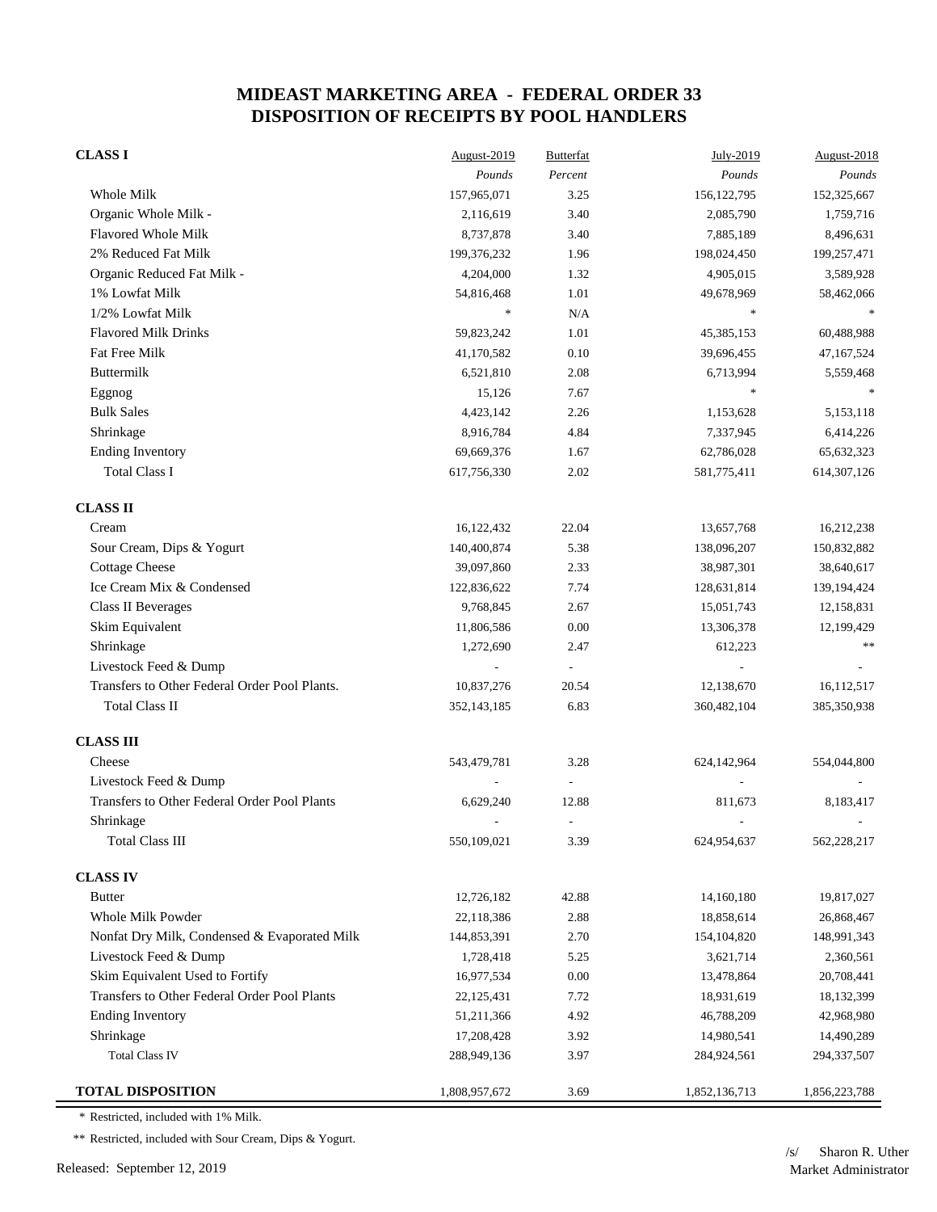# MIDEAST MARKETING AREA - FEDERAL ORDER 33
# DISPOSITION OF RECEIPTS BY POOL HANDLERS

| CLASS I | August-2019 | Butterfat | July-2019 | August-2018 |
|---|---|---|---|---|
| | *Pounds* | *Percent* | *Pounds* | *Pounds* |
| Whole Milk | 157,965,071 | 3.25 | 156,122,795 | 152,325,667 |
| Organic Whole Milk - | 2,116,619 | 3.40 | 2,085,790 | 1,759,716 |
| Flavored Whole Milk | 8,737,878 | 3.40 | 7,885,189 | 8,496,631 |
| 2% Reduced Fat Milk | 199,376,232 | 1.96 | 198,024,450 | 199,257,471 |
| Organic Reduced Fat Milk - | 4,204,000 | 1.32 | 4,905,015 | 3,589,928 |
| 1% Lowfat Milk | 54,816,468 | 1.01 | 49,678,969 | 58,462,066 |
| 1/2% Lowfat Milk | * | N/A | * | * |
| Flavored Milk Drinks | 59,823,242 | 1.01 | 45,385,153 | 60,488,988 |
| Fat Free Milk | 41,170,582 | 0.10 | 39,696,455 | 47,167,524 |
| Buttermilk | 6,521,810 | 2.08 | 6,713,994 | 5,559,468 |
| Eggnog | 15,126 | 7.67 | * | * |
| Bulk Sales | 4,423,142 | 2.26 | 1,153,628 | 5,153,118 |
| Shrinkage | 8,916,784 | 4.84 | 7,337,945 | 6,414,226 |
| Ending Inventory | 69,669,376 | 1.67 | 62,786,028 | 65,632,323 |
| Total Class I | 617,756,330 | 2.02 | 581,775,411 | 614,307,126 |
| **CLASS II** | | | | |
| Cream | 16,122,432 | 22.04 | 13,657,768 | 16,212,238 |
| Sour Cream, Dips & Yogurt | 140,400,874 | 5.38 | 138,096,207 | 150,832,882 |
| Cottage Cheese | 39,097,860 | 2.33 | 38,987,301 | 38,640,617 |
| Ice Cream Mix & Condensed | 122,836,622 | 7.74 | 128,631,814 | 139,194,424 |
| Class II Beverages | 9,768,845 | 2.67 | 15,051,743 | 12,158,831 |
| Skim Equivalent | 11,806,586 | 0.00 | 13,306,378 | 12,199,429 |
| Shrinkage | 1,272,690 | 2.47 | 612,223 | ** |
| Livestock Feed & Dump | - | - | - | - |
| Transfers to Other Federal Order Pool Plants. | 10,837,276 | 20.54 | 12,138,670 | 16,112,517 |
| Total Class II | 352,143,185 | 6.83 | 360,482,104 | 385,350,938 |
| **CLASS III** | | | | |
| Cheese | 543,479,781 | 3.28 | 624,142,964 | 554,044,800 |
| Livestock Feed & Dump | - | - | - | - |
| Transfers to Other Federal Order Pool Plants | 6,629,240 | 12.88 | 811,673 | 8,183,417 |
| Shrinkage | - | - | - | - |
| Total Class III | 550,109,021 | 3.39 | 624,954,637 | 562,228,217 |
| **CLASS IV** | | | | |
| Butter | 12,726,182 | 42.88 | 14,160,180 | 19,817,027 |
| Whole Milk Powder | 22,118,386 | 2.88 | 18,858,614 | 26,868,467 |
| Nonfat Dry Milk, Condensed & Evaporated Milk | 144,853,391 | 2.70 | 154,104,820 | 148,991,343 |
| Livestock Feed & Dump | 1,728,418 | 5.25 | 3,621,714 | 2,360,561 |
| Skim Equivalent Used to Fortify | 16,977,534 | 0.00 | 13,478,864 | 20,708,441 |
| Transfers to Other Federal Order Pool Plants | 22,125,431 | 7.72 | 18,931,619 | 18,132,399 |
| Ending Inventory | 51,211,366 | 4.92 | 46,788,209 | 42,968,980 |
| Shrinkage | 17,208,428 | 3.92 | 14,980,541 | 14,490,289 |
| Total Class IV | 288,949,136 | 3.97 | 284,924,561 | 294,337,507 |
| **TOTAL DISPOSITION** | 1,808,957,672 | 3.69 | 1,852,136,713 | 1,856,223,788 |

\* Restricted, included with 1% Milk.

** Restricted, included with Sour Cream, Dips & Yogurt.

Released: September 12, 2019

/s/ Sharon R. Uther
Market Administrator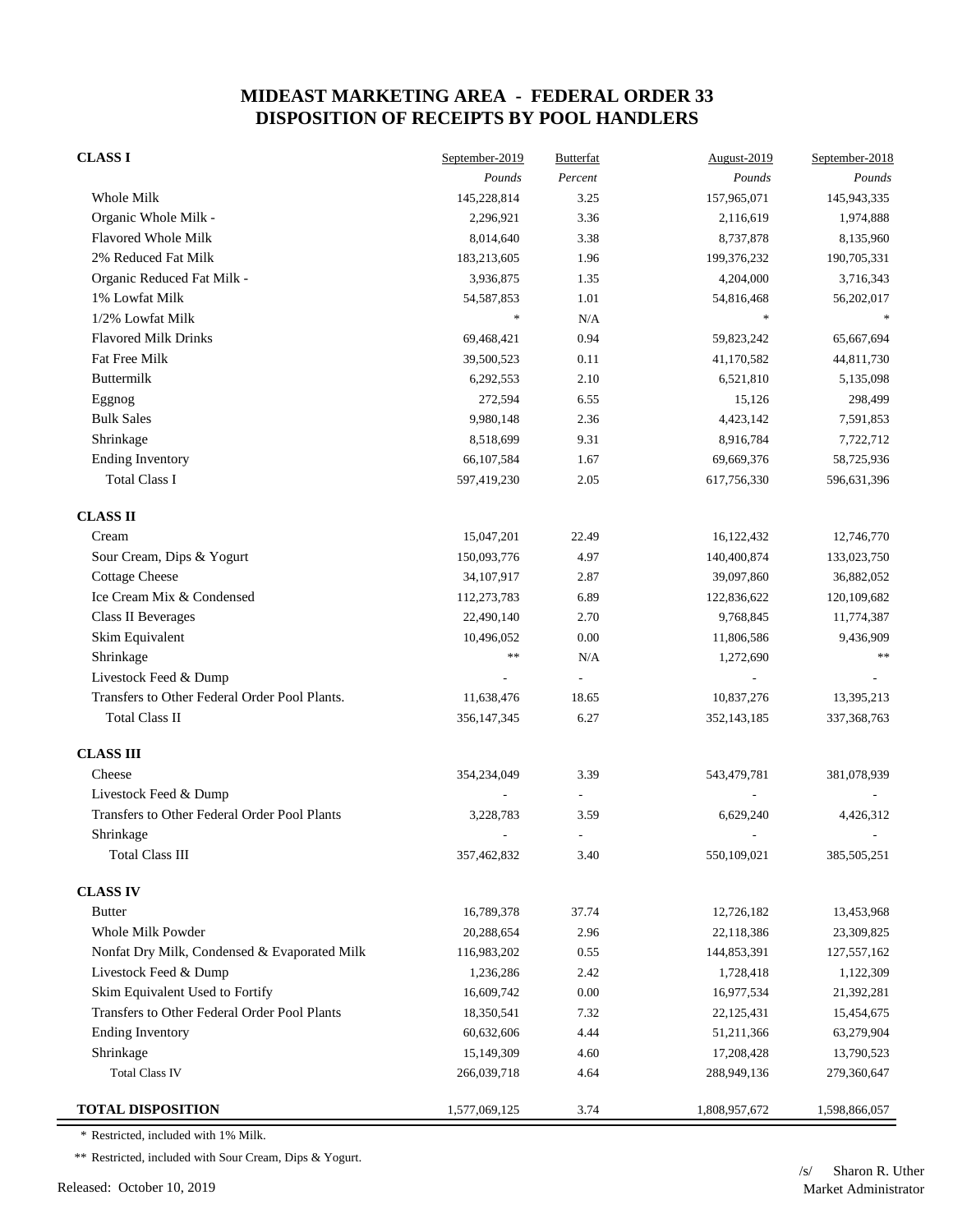# MIDEAST MARKETING AREA - FEDERAL ORDER 33
# DISPOSITION OF RECEIPTS BY POOL HANDLERS

| | September-2019 | Butterfat | August-2019 | September-2018 |
|---|---|---|---|---|
| | *Pounds* | *Percent* | *Pounds* | *Pounds* |
| **CLASS I** | | | | |
| Whole Milk | 145,228,814 | 3.25 | 157,965,071 | 145,943,335 |
| Organic Whole Milk - | 2,296,921 | 3.36 | 2,116,619 | 1,974,888 |
| Flavored Whole Milk | 8,014,640 | 3.38 | 8,737,878 | 8,135,960 |
| 2% Reduced Fat Milk | 183,213,605 | 1.96 | 199,376,232 | 190,705,331 |
| Organic Reduced Fat Milk - | 3,936,875 | 1.35 | 4,204,000 | 3,716,343 |
| 1% Lowfat Milk | 54,587,853 | 1.01 | 54,816,468 | 56,202,017 |
| 1/2% Lowfat Milk | * | N/A | * | * |
| Flavored Milk Drinks | 69,468,421 | 0.94 | 59,823,242 | 65,667,694 |
| Fat Free Milk | 39,500,523 | 0.11 | 41,170,582 | 44,811,730 |
| Buttermilk | 6,292,553 | 2.10 | 6,521,810 | 5,135,098 |
| Eggnog | 272,594 | 6.55 | 15,126 | 298,499 |
| Bulk Sales | 9,980,148 | 2.36 | 4,423,142 | 7,591,853 |
| Shrinkage | 8,518,699 | 9.31 | 8,916,784 | 7,722,712 |
| Ending Inventory | 66,107,584 | 1.67 | 69,669,376 | 58,725,936 |
| Total Class I | 597,419,230 | 2.05 | 617,756,330 | 596,631,396 |
| **CLASS II** | | | | |
| Cream | 15,047,201 | 22.49 | 16,122,432 | 12,746,770 |
| Sour Cream, Dips & Yogurt | 150,093,776 | 4.97 | 140,400,874 | 133,023,750 |
| Cottage Cheese | 34,107,917 | 2.87 | 39,097,860 | 36,882,052 |
| Ice Cream Mix & Condensed | 112,273,783 | 6.89 | 122,836,622 | 120,109,682 |
| Class II Beverages | 22,490,140 | 2.70 | 9,768,845 | 11,774,387 |
| Skim Equivalent | 10,496,052 | 0.00 | 11,806,586 | 9,436,909 |
| Shrinkage | ** | N/A | 1,272,690 | ** |
| Livestock Feed & Dump | - | - | - | - |
| Transfers to Other Federal Order Pool Plants. | 11,638,476 | 18.65 | 10,837,276 | 13,395,213 |
| Total Class II | 356,147,345 | 6.27 | 352,143,185 | 337,368,763 |
| **CLASS III** | | | | |
| Cheese | 354,234,049 | 3.39 | 543,479,781 | 381,078,939 |
| Livestock Feed & Dump | - | - | - | - |
| Transfers to Other Federal Order Pool Plants | 3,228,783 | 3.59 | 6,629,240 | 4,426,312 |
| Shrinkage | - | - | - | - |
| Total Class III | 357,462,832 | 3.40 | 550,109,021 | 385,505,251 |
| **CLASS IV** | | | | |
| Butter | 16,789,378 | 37.74 | 12,726,182 | 13,453,968 |
| Whole Milk Powder | 20,288,654 | 2.96 | 22,118,386 | 23,309,825 |
| Nonfat Dry Milk, Condensed & Evaporated Milk | 116,983,202 | 0.55 | 144,853,391 | 127,557,162 |
| Livestock Feed & Dump | 1,236,286 | 2.42 | 1,728,418 | 1,122,309 |
| Skim Equivalent Used to Fortify | 16,609,742 | 0.00 | 16,977,534 | 21,392,281 |
| Transfers to Other Federal Order Pool Plants | 18,350,541 | 7.32 | 22,125,431 | 15,454,675 |
| Ending Inventory | 60,632,606 | 4.44 | 51,211,366 | 63,279,904 |
| Shrinkage | 15,149,309 | 4.60 | 17,208,428 | 13,790,523 |
| Total Class IV | 266,039,718 | 4.64 | 288,949,136 | 279,360,647 |
| **TOTAL DISPOSITION** | 1,577,069,125 | 3.74 | 1,808,957,672 | 1,598,866,057 |

\* Restricted, included with 1% Milk.

** Restricted, included with Sour Cream, Dips & Yogurt.

Released: October 10, 2019

/s/ Sharon R. Uther
Market Administrator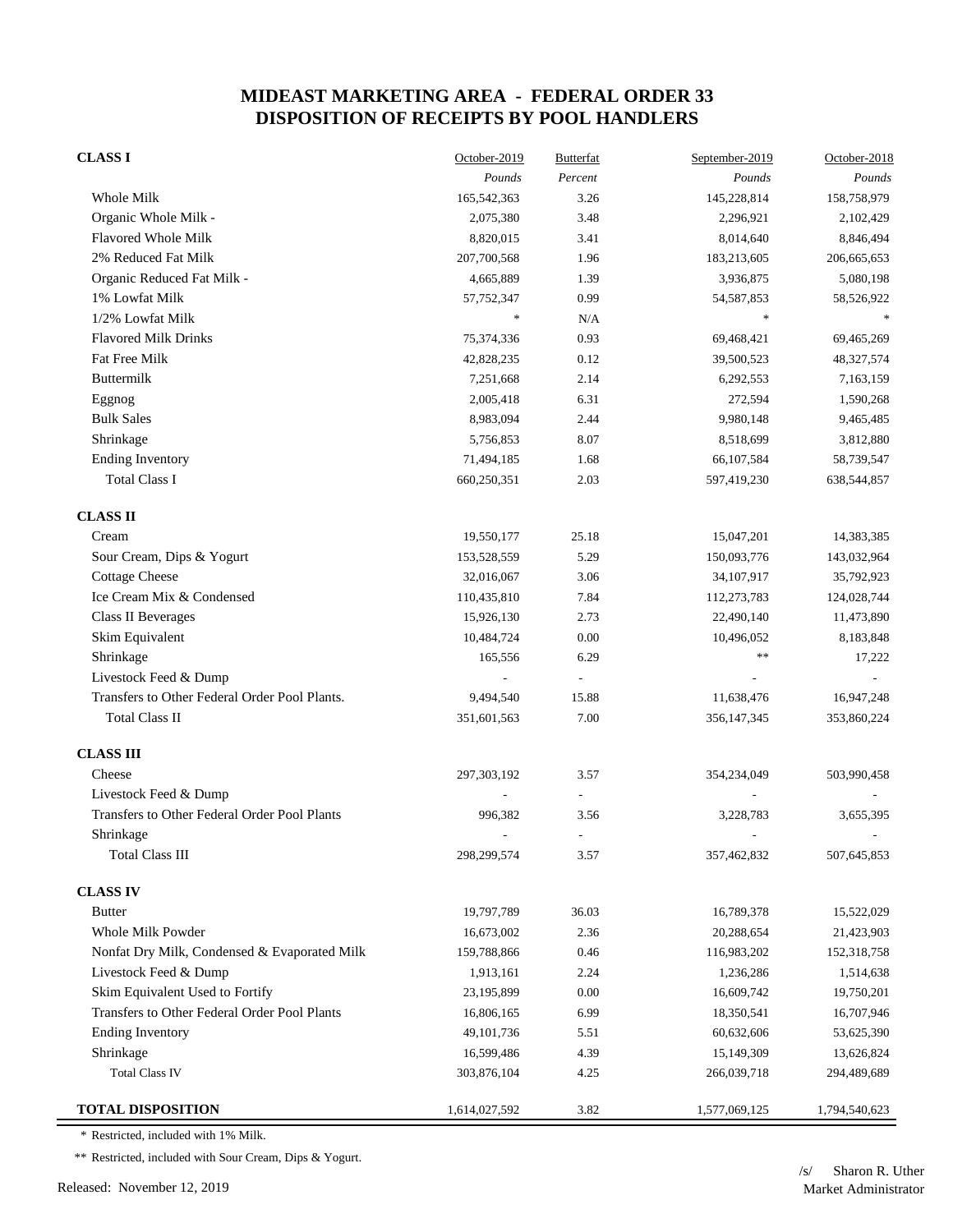# MIDEAST MARKETING AREA - FEDERAL ORDER 33
## DISPOSITION OF RECEIPTS BY POOL HANDLERS

| | October-2019 | Butterfat | September-2019 | October-2018 |
|---|---|---|---|---|
| | *Pounds* | *Percent* | *Pounds* | *Pounds* |
| **CLASS I** | | | | |
| Whole Milk | 165,542,363 | 3.26 | 145,228,814 | 158,758,979 |
| Organic Whole Milk - | 2,075,380 | 3.48 | 2,296,921 | 2,102,429 |
| Flavored Whole Milk | 8,820,015 | 3.41 | 8,014,640 | 8,846,494 |
| 2% Reduced Fat Milk | 207,700,568 | 1.96 | 183,213,605 | 206,665,653 |
| Organic Reduced Fat Milk - | 4,665,889 | 1.39 | 3,936,875 | 5,080,198 |
| 1% Lowfat Milk | 57,752,347 | 0.99 | 54,587,853 | 58,526,922 |
| 1/2% Lowfat Milk | * | N/A | * | * |
| Flavored Milk Drinks | 75,374,336 | 0.93 | 69,468,421 | 69,465,269 |
| Fat Free Milk | 42,828,235 | 0.12 | 39,500,523 | 48,327,574 |
| Buttermilk | 7,251,668 | 2.14 | 6,292,553 | 7,163,159 |
| Eggnog | 2,005,418 | 6.31 | 272,594 | 1,590,268 |
| Bulk Sales | 8,983,094 | 2.44 | 9,980,148 | 9,465,485 |
| Shrinkage | 5,756,853 | 8.07 | 8,518,699 | 3,812,880 |
| Ending Inventory | 71,494,185 | 1.68 | 66,107,584 | 58,739,547 |
| Total Class I | 660,250,351 | 2.03 | 597,419,230 | 638,544,857 |
| **CLASS II** | | | | |
| Cream | 19,550,177 | 25.18 | 15,047,201 | 14,383,385 |
| Sour Cream, Dips & Yogurt | 153,528,559 | 5.29 | 150,093,776 | 143,032,964 |
| Cottage Cheese | 32,016,067 | 3.06 | 34,107,917 | 35,792,923 |
| Ice Cream Mix & Condensed | 110,435,810 | 7.84 | 112,273,783 | 124,028,744 |
| Class II Beverages | 15,926,130 | 2.73 | 22,490,140 | 11,473,890 |
| Skim Equivalent | 10,484,724 | 0.00 | 10,496,052 | 8,183,848 |
| Shrinkage | 165,556 | 6.29 | ** | 17,222 |
| Livestock Feed & Dump | - | - | - | - |
| Transfers to Other Federal Order Pool Plants. | 9,494,540 | 15.88 | 11,638,476 | 16,947,248 |
| Total Class II | 351,601,563 | 7.00 | 356,147,345 | 353,860,224 |
| **CLASS III** | | | | |
| Cheese | 297,303,192 | 3.57 | 354,234,049 | 503,990,458 |
| Livestock Feed & Dump | - | - | - | - |
| Transfers to Other Federal Order Pool Plants | 996,382 | 3.56 | 3,228,783 | 3,655,395 |
| Shrinkage | - | - | - | - |
| Total Class III | 298,299,574 | 3.57 | 357,462,832 | 507,645,853 |
| **CLASS IV** | | | | |
| Butter | 19,797,789 | 36.03 | 16,789,378 | 15,522,029 |
| Whole Milk Powder | 16,673,002 | 2.36 | 20,288,654 | 21,423,903 |
| Nonfat Dry Milk, Condensed & Evaporated Milk | 159,788,866 | 0.46 | 116,983,202 | 152,318,758 |
| Livestock Feed & Dump | 1,913,161 | 2.24 | 1,236,286 | 1,514,638 |
| Skim Equivalent Used to Fortify | 23,195,899 | 0.00 | 16,609,742 | 19,750,201 |
| Transfers to Other Federal Order Pool Plants | 16,806,165 | 6.99 | 18,350,541 | 16,707,946 |
| Ending Inventory | 49,101,736 | 5.51 | 60,632,606 | 53,625,390 |
| Shrinkage | 16,599,486 | 4.39 | 15,149,309 | 13,626,824 |
| Total Class IV | 303,876,104 | 4.25 | 266,039,718 | 294,489,689 |
| **TOTAL DISPOSITION** | 1,614,027,592 | 3.82 | 1,577,069,125 | 1,794,540,623 |

\* Restricted, included with 1% Milk.

** Restricted, included with Sour Cream, Dips & Yogurt.

Released: November 12, 2019

/s/ Sharon R. Uther
Market Administrator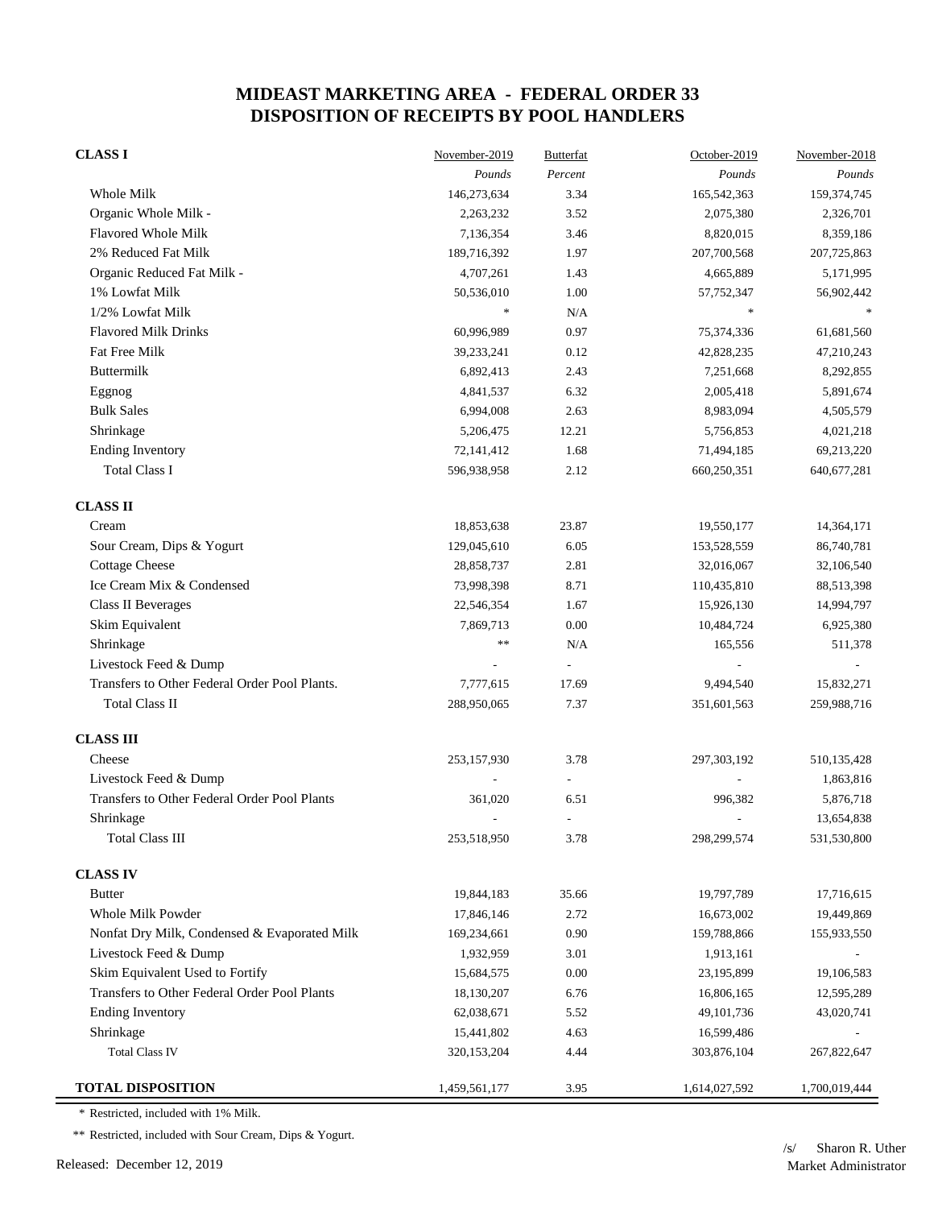# MIDEAST MARKETING AREA - FEDERAL ORDER 33
## DISPOSITION OF RECEIPTS BY POOL HANDLERS

| | November-2019 | Butterfat | October-2019 | November-2018 |
|---|---|---|---|---|
| | *Pounds* | *Percent* | *Pounds* | *Pounds* |
| **CLASS I** | | | | |
| Whole Milk | 146,273,634 | 3.34 | 165,542,363 | 159,374,745 |
| Organic Whole Milk - | 2,263,232 | 3.52 | 2,075,380 | 2,326,701 |
| Flavored Whole Milk | 7,136,354 | 3.46 | 8,820,015 | 8,359,186 |
| 2% Reduced Fat Milk | 189,716,392 | 1.97 | 207,700,568 | 207,725,863 |
| Organic Reduced Fat Milk - | 4,707,261 | 1.43 | 4,665,889 | 5,171,995 |
| 1% Lowfat Milk | 50,536,010 | 1.00 | 57,752,347 | 56,902,442 |
| 1/2% Lowfat Milk | * | N/A | * | * |
| Flavored Milk Drinks | 60,996,989 | 0.97 | 75,374,336 | 61,681,560 |
| Fat Free Milk | 39,233,241 | 0.12 | 42,828,235 | 47,210,243 |
| Buttermilk | 6,892,413 | 2.43 | 7,251,668 | 8,292,855 |
| Eggnog | 4,841,537 | 6.32 | 2,005,418 | 5,891,674 |
| Bulk Sales | 6,994,008 | 2.63 | 8,983,094 | 4,505,579 |
| Shrinkage | 5,206,475 | 12.21 | 5,756,853 | 4,021,218 |
| Ending Inventory | 72,141,412 | 1.68 | 71,494,185 | 69,213,220 |
| Total Class I | 596,938,958 | 2.12 | 660,250,351 | 640,677,281 |
| **CLASS II** | | | | |
| Cream | 18,853,638 | 23.87 | 19,550,177 | 14,364,171 |
| Sour Cream, Dips & Yogurt | 129,045,610 | 6.05 | 153,528,559 | 86,740,781 |
| Cottage Cheese | 28,858,737 | 2.81 | 32,016,067 | 32,106,540 |
| Ice Cream Mix & Condensed | 73,998,398 | 8.71 | 110,435,810 | 88,513,398 |
| Class II Beverages | 22,546,354 | 1.67 | 15,926,130 | 14,994,797 |
| Skim Equivalent | 7,869,713 | 0.00 | 10,484,724 | 6,925,380 |
| Shrinkage | ** | N/A | 165,556 | 511,378 |
| Livestock Feed & Dump | - | - | - | - |
| Transfers to Other Federal Order Pool Plants. | 7,777,615 | 17.69 | 9,494,540 | 15,832,271 |
| Total Class II | 288,950,065 | 7.37 | 351,601,563 | 259,988,716 |
| **CLASS III** | | | | |
| Cheese | 253,157,930 | 3.78 | 297,303,192 | 510,135,428 |
| Livestock Feed & Dump | - | - | - | 1,863,816 |
| Transfers to Other Federal Order Pool Plants | 361,020 | 6.51 | 996,382 | 5,876,718 |
| Shrinkage | - | - | - | 13,654,838 |
| Total Class III | 253,518,950 | 3.78 | 298,299,574 | 531,530,800 |
| **CLASS IV** | | | | |
| Butter | 19,844,183 | 35.66 | 19,797,789 | 17,716,615 |
| Whole Milk Powder | 17,846,146 | 2.72 | 16,673,002 | 19,449,869 |
| Nonfat Dry Milk, Condensed & Evaporated Milk | 169,234,661 | 0.90 | 159,788,866 | 155,933,550 |
| Livestock Feed & Dump | 1,932,959 | 3.01 | 1,913,161 | - |
| Skim Equivalent Used to Fortify | 15,684,575 | 0.00 | 23,195,899 | 19,106,583 |
| Transfers to Other Federal Order Pool Plants | 18,130,207 | 6.76 | 16,806,165 | 12,595,289 |
| Ending Inventory | 62,038,671 | 5.52 | 49,101,736 | 43,020,741 |
| Shrinkage | 15,441,802 | 4.63 | 16,599,486 | - |
| Total Class IV | 320,153,204 | 4.44 | 303,876,104 | 267,822,647 |
| **TOTAL DISPOSITION** | 1,459,561,177 | 3.95 | 1,614,027,592 | 1,700,019,444 |

\* Restricted, included with 1% Milk.

\*\* Restricted, included with Sour Cream, Dips & Yogurt.

Released: December 12, 2019

/s/ Sharon R. Uther
Market Administrator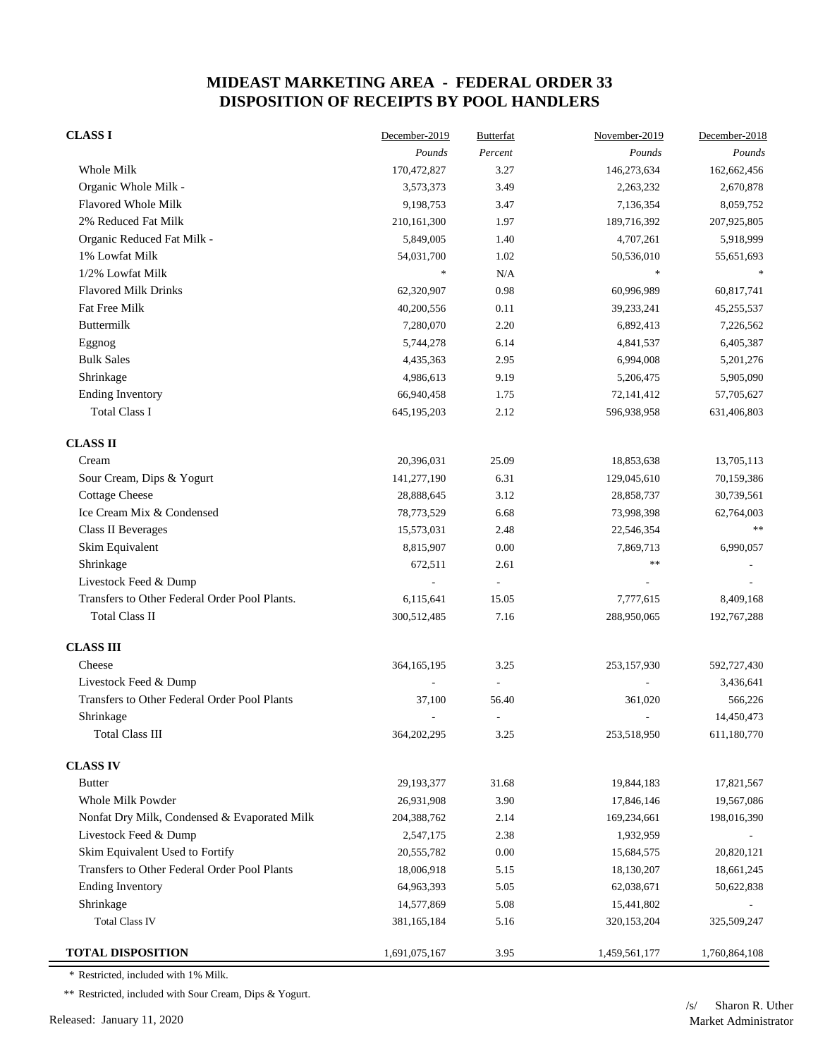# MIDEAST MARKETING AREA - FEDERAL ORDER 33
# DISPOSITION OF RECEIPTS BY POOL HANDLERS

| | December-2019 | Butterfat | November-2019 | December-2018 |
|---|---|---|---|---|
| | *Pounds* | *Percent* | *Pounds* | *Pounds* |
| **CLASS I** | | | | |
| Whole Milk | 170,472,827 | 3.27 | 146,273,634 | 162,662,456 |
| Organic Whole Milk - | 3,573,373 | 3.49 | 2,263,232 | 2,670,878 |
| Flavored Whole Milk | 9,198,753 | 3.47 | 7,136,354 | 8,059,752 |
| 2% Reduced Fat Milk | 210,161,300 | 1.97 | 189,716,392 | 207,925,805 |
| Organic Reduced Fat Milk - | 5,849,005 | 1.40 | 4,707,261 | 5,918,999 |
| 1% Lowfat Milk | 54,031,700 | 1.02 | 50,536,010 | 55,651,693 |
| 1/2% Lowfat Milk | * | N/A | * | * |
| Flavored Milk Drinks | 62,320,907 | 0.98 | 60,996,989 | 60,817,741 |
| Fat Free Milk | 40,200,556 | 0.11 | 39,233,241 | 45,255,537 |
| Buttermilk | 7,280,070 | 2.20 | 6,892,413 | 7,226,562 |
| Eggnog | 5,744,278 | 6.14 | 4,841,537 | 6,405,387 |
| Bulk Sales | 4,435,363 | 2.95 | 6,994,008 | 5,201,276 |
| Shrinkage | 4,986,613 | 9.19 | 5,206,475 | 5,905,090 |
| Ending Inventory | 66,940,458 | 1.75 | 72,141,412 | 57,705,627 |
| Total Class I | 645,195,203 | 2.12 | 596,938,958 | 631,406,803 |
| **CLASS II** | | | | |
| Cream | 20,396,031 | 25.09 | 18,853,638 | 13,705,113 |
| Sour Cream, Dips & Yogurt | 141,277,190 | 6.31 | 129,045,610 | 70,159,386 |
| Cottage Cheese | 28,888,645 | 3.12 | 28,858,737 | 30,739,561 |
| Ice Cream Mix & Condensed | 78,773,529 | 6.68 | 73,998,398 | 62,764,003 |
| Class II Beverages | 15,573,031 | 2.48 | 22,546,354 | ** |
| Skim Equivalent | 8,815,907 | 0.00 | 7,869,713 | 6,990,057 |
| Shrinkage | 672,511 | 2.61 | ** | - |
| Livestock Feed & Dump | - | - | - | - |
| Transfers to Other Federal Order Pool Plants. | 6,115,641 | 15.05 | 7,777,615 | 8,409,168 |
| Total Class II | 300,512,485 | 7.16 | 288,950,065 | 192,767,288 |
| **CLASS III** | | | | |
| Cheese | 364,165,195 | 3.25 | 253,157,930 | 592,727,430 |
| Livestock Feed & Dump | - | - | - | 3,436,641 |
| Transfers to Other Federal Order Pool Plants | 37,100 | 56.40 | 361,020 | 566,226 |
| Shrinkage | - | - | - | 14,450,473 |
| Total Class III | 364,202,295 | 3.25 | 253,518,950 | 611,180,770 |
| **CLASS IV** | | | | |
| Butter | 29,193,377 | 31.68 | 19,844,183 | 17,821,567 |
| Whole Milk Powder | 26,931,908 | 3.90 | 17,846,146 | 19,567,086 |
| Nonfat Dry Milk, Condensed & Evaporated Milk | 204,388,762 | 2.14 | 169,234,661 | 198,016,390 |
| Livestock Feed & Dump | 2,547,175 | 2.38 | 1,932,959 | - |
| Skim Equivalent Used to Fortify | 20,555,782 | 0.00 | 15,684,575 | 20,820,121 |
| Transfers to Other Federal Order Pool Plants | 18,006,918 | 5.15 | 18,130,207 | 18,661,245 |
| Ending Inventory | 64,963,393 | 5.05 | 62,038,671 | 50,622,838 |
| Shrinkage | 14,577,869 | 5.08 | 15,441,802 | - |
| Total Class IV | 381,165,184 | 5.16 | 320,153,204 | 325,509,247 |
| **TOTAL DISPOSITION** | 1,691,075,167 | 3.95 | 1,459,561,177 | 1,760,864,108 |

\* Restricted, included with 1% Milk.

** Restricted, included with Sour Cream, Dips & Yogurt.

Released: January 11, 2020

/s/ Sharon R. Uther
Market Administrator